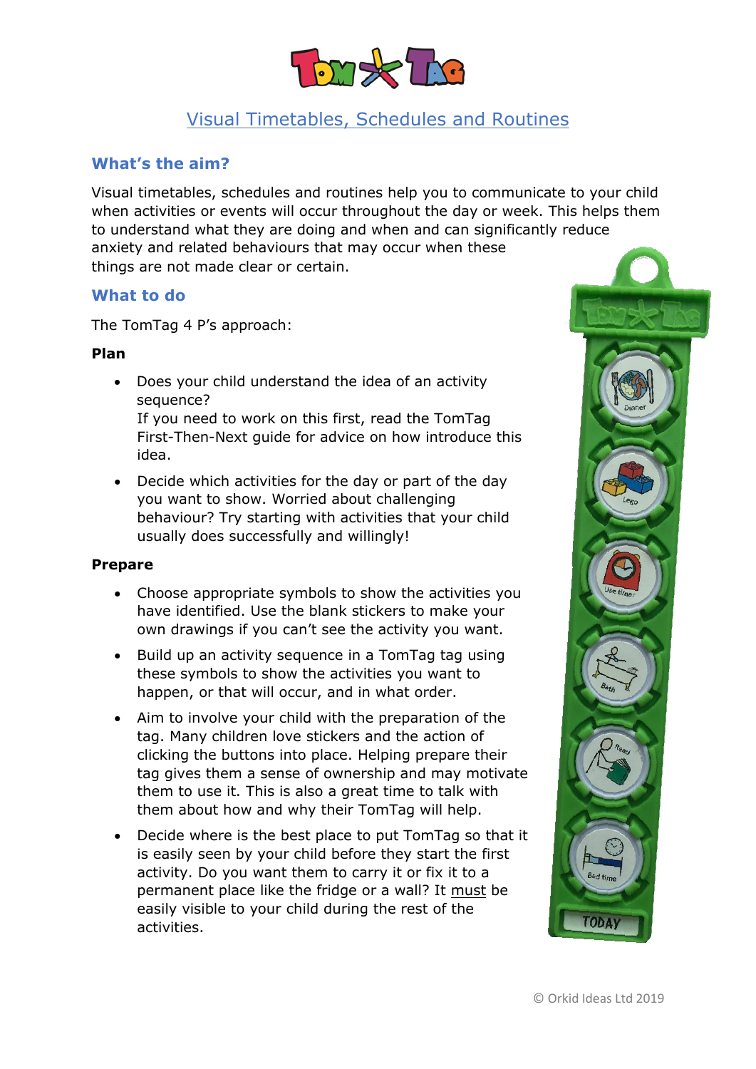# Visual Timetables, Schedules and Routines

## What's the aim?

Visual timetables, schedules and routines help you to communicate to your child when activities or events will occur throughout the day or week. This helps them to understand what they are doing and when and can significantly reduce anxiety and related behaviours that may occur when these things are not made clear or certain.

## What to do

The TomTag 4 P's approach:

### Plan

- Does your child understand the idea of an activity sequence?
  If you need to work on this first, read the TomTag First-Then-Next guide for advice on how introduce this idea.
- Decide which activities for the day or part of the day you want to show. Worried about challenging behaviour? Try starting with activities that your child usually does successfully and willingly!

### Prepare

- Choose appropriate symbols to show the activities you have identified. Use the blank stickers to make your own drawings if you can't see the activity you want.
- Build up an activity sequence in a TomTag tag using these symbols to show the activities you want to happen, or that will occur, and in what order.
- Aim to involve your child with the preparation of the tag. Many children love stickers and the action of clicking the buttons into place. Helping prepare their tag gives them a sense of ownership and may motivate them to use it. This is also a great time to talk with them about how and why their TomTag will help.
- Decide where is the best place to put TomTag so that it is easily seen by your child before they start the first activity. Do you want them to carry it or fix it to a permanent place like the fridge or a wall? It must be easily visible to your child during the rest of the activities.

© Orkid Ideas Ltd 2019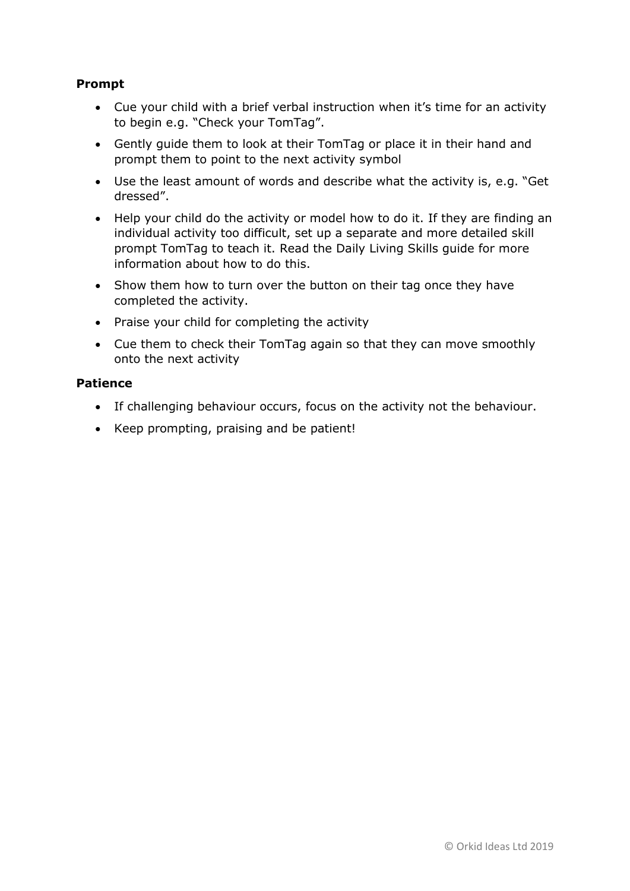**Prompt**

- Cue your child with a brief verbal instruction when it's time for an activity to begin e.g. "Check your TomTag".
- Gently guide them to look at their TomTag or place it in their hand and prompt them to point to the next activity symbol
- Use the least amount of words and describe what the activity is, e.g. "Get dressed".
- Help your child do the activity or model how to do it. If they are finding an individual activity too difficult, set up a separate and more detailed skill prompt TomTag to teach it. Read the Daily Living Skills guide for more information about how to do this.
- Show them how to turn over the button on their tag once they have completed the activity.
- Praise your child for completing the activity
- Cue them to check their TomTag again so that they can move smoothly onto the next activity

**Patience**

- If challenging behaviour occurs, focus on the activity not the behaviour.
- Keep prompting, praising and be patient!

© Orkid Ideas Ltd 2019